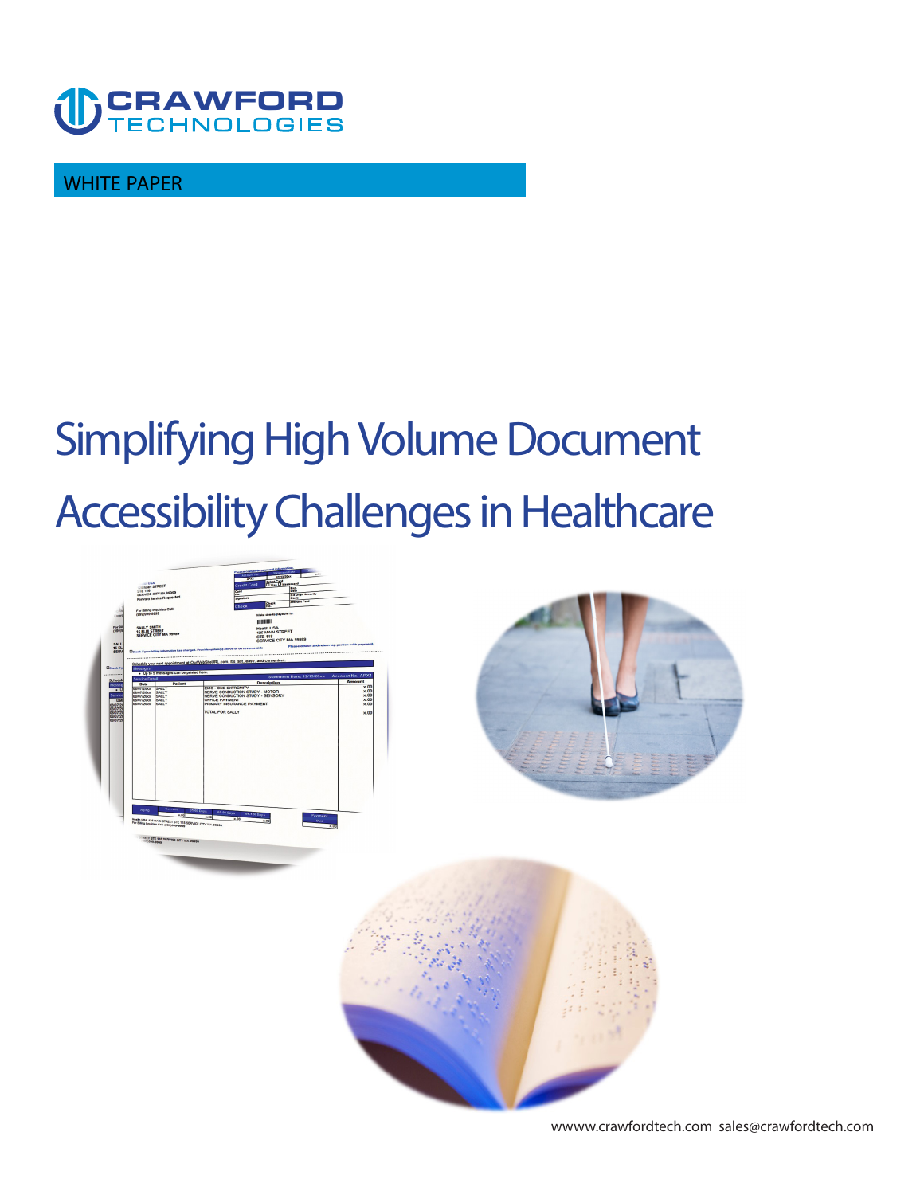CRAWFORD TECHNOLOGIES

WHITE PAPER

# Simplifying High Volume Document Accessibility Challenges in Healthcare

wwww.crawfordtech.com sales@crawfordtech.com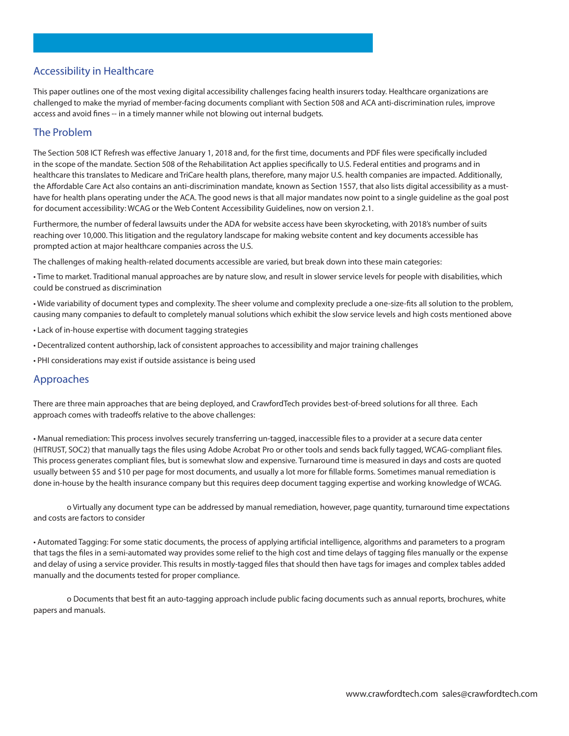## Accessibility in Healthcare

This paper outlines one of the most vexing digital accessibility challenges facing health insurers today. Healthcare organizations are challenged to make the myriad of member-facing documents compliant with Section 508 and ACA anti-discrimination rules, improve access and avoid fines -- in a timely manner while not blowing out internal budgets.

## The Problem

The Section 508 ICT Refresh was effective January 1, 2018 and, for the first time, documents and PDF files were specifically included in the scope of the mandate. Section 508 of the Rehabilitation Act applies specifically to U.S. Federal entities and programs and in healthcare this translates to Medicare and TriCare health plans, therefore, many major U.S. health companies are impacted. Additionally, the Affordable Care Act also contains an anti-discrimination mandate, known as Section 1557, that also lists digital accessibility as a must-have for health plans operating under the ACA. The good news is that all major mandates now point to a single guideline as the goal post for document accessibility: WCAG or the Web Content Accessibility Guidelines, now on version 2.1.

Furthermore, the number of federal lawsuits under the ADA for website access have been skyrocketing, with 2018's number of suits reaching over 10,000. This litigation and the regulatory landscape for making website content and key documents accessible has prompted action at major healthcare companies across the U.S.

The challenges of making health-related documents accessible are varied, but break down into these main categories:

- Time to market. Traditional manual approaches are by nature slow, and result in slower service levels for people with disabilities, which could be construed as discrimination
- Wide variability of document types and complexity. The sheer volume and complexity preclude a one-size-fits all solution to the problem, causing many companies to default to completely manual solutions which exhibit the slow service levels and high costs mentioned above
- Lack of in-house expertise with document tagging strategies
- Decentralized content authorship, lack of consistent approaches to accessibility and major training challenges
- PHI considerations may exist if outside assistance is being used

## Approaches

There are three main approaches that are being deployed, and CrawfordTech provides best-of-breed solutions for all three. Each approach comes with tradeoffs relative to the above challenges:

- Manual remediation: This process involves securely transferring un-tagged, inaccessible files to a provider at a secure data center (HITRUST, SOC2) that manually tags the files using Adobe Acrobat Pro or other tools and sends back fully tagged, WCAG-compliant files. This process generates compliant files, but is somewhat slow and expensive. Turnaround time is measured in days and costs are quoted usually between $5 and $10 per page for most documents, and usually a lot more for fillable forms. Sometimes manual remediation is done in-house by the health insurance company but this requires deep document tagging expertise and working knowledge of WCAG.
    - Virtually any document type can be addressed by manual remediation, however, page quantity, turnaround time expectations and costs are factors to consider

- Automated Tagging: For some static documents, the process of applying artificial intelligence, algorithms and parameters to a program that tags the files in a semi-automated way provides some relief to the high cost and time delays of tagging files manually or the expense and delay of using a service provider. This results in mostly-tagged files that should then have tags for images and complex tables added manually and the documents tested for proper compliance.
    - Documents that best fit an auto-tagging approach include public facing documents such as annual reports, brochures, white papers and manuals.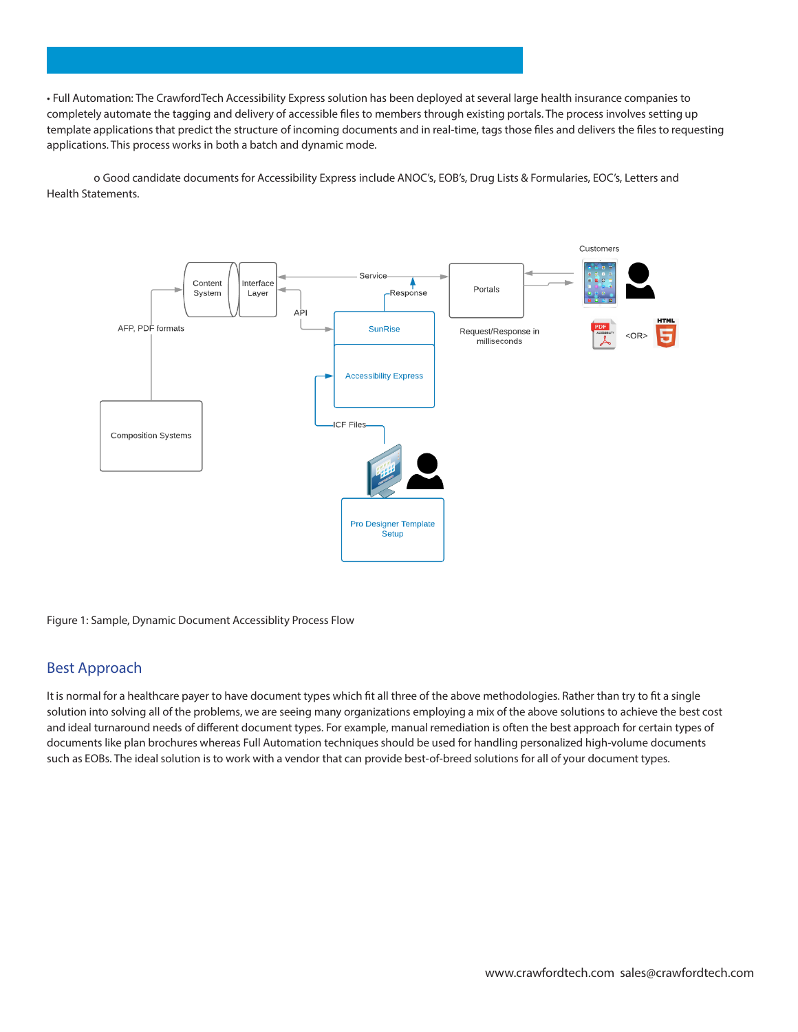• Full Automation: The CrawfordTech Accessibility Express solution has been deployed at several large health insurance companies to completely automate the tagging and delivery of accessible files to members through existing portals. The process involves setting up template applications that predict the structure of incoming documents and in real-time, tags those files and delivers the files to requesting applications. This process works in both a batch and dynamic mode.

o Good candidate documents for Accessibility Express include ANOC's, EOB's, Drug Lists & Formularies, EOC's, Letters and Health Statements.

Figure 1: Sample, Dynamic Document Accessiblity Process Flow

## Best Approach

It is normal for a healthcare payer to have document types which fit all three of the above methodologies. Rather than try to fit a single solution into solving all of the problems, we are seeing many organizations employing a mix of the above solutions to achieve the best cost and ideal turnaround needs of different document types. For example, manual remediation is often the best approach for certain types of documents like plan brochures whereas Full Automation techniques should be used for handling personalized high-volume documents such as EOBs. The ideal solution is to work with a vendor that can provide best-of-breed solutions for all of your document types.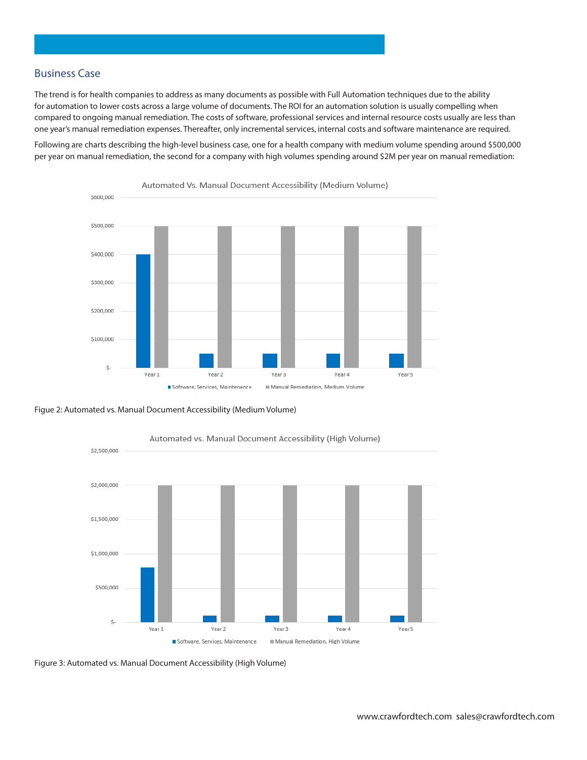## Business Case

The trend is for health companies to address as many documents as possible with Full Automation techniques due to the ability for automation to lower costs across a large volume of documents. The ROI for an automation solution is usually compelling when compared to ongoing manual remediation. The costs of software, professional services and internal resource costs usually are less than one year's manual remediation expenses. Thereafter, only incremental services, internal costs and software maintenance are required.

Following are charts describing the high-level business case, one for a health company with medium volume spending around $500,000 per year on manual remediation, the second for a company with high volumes spending around $2M per year on manual remediation:

Automated Vs. Manual Document Accessibility (Medium Volume)

| | Software, Services, Maintenance | Manual Remediation, Medium Volume |
|---|---|---|
| Year 1 | $400,000 | $500,000 |
| Year 2 | $50,000 | $500,000 |
| Year 3 | $50,000 | $500,000 |
| Year 4 | $50,000 | $500,000 |
| Year 5 | $50,000 | $500,000 |

Figue 2: Automated vs. Manual Document Accessibility (Medium Volume)

Automated vs. Manual Document Accessibility (High Volume)

| | Software, Services, Maintenance | Manual Remediation, High Volume |
|---|---|---|
| Year 1 | $800,000 | $2,000,000 |
| Year 2 | $100,000 | $2,000,000 |
| Year 3 | $100,000 | $2,000,000 |
| Year 4 | $100,000 | $2,000,000 |
| Year 5 | $100,000 | $2,000,000 |

Figure 3: Automated vs. Manual Document Accessibility (High Volume)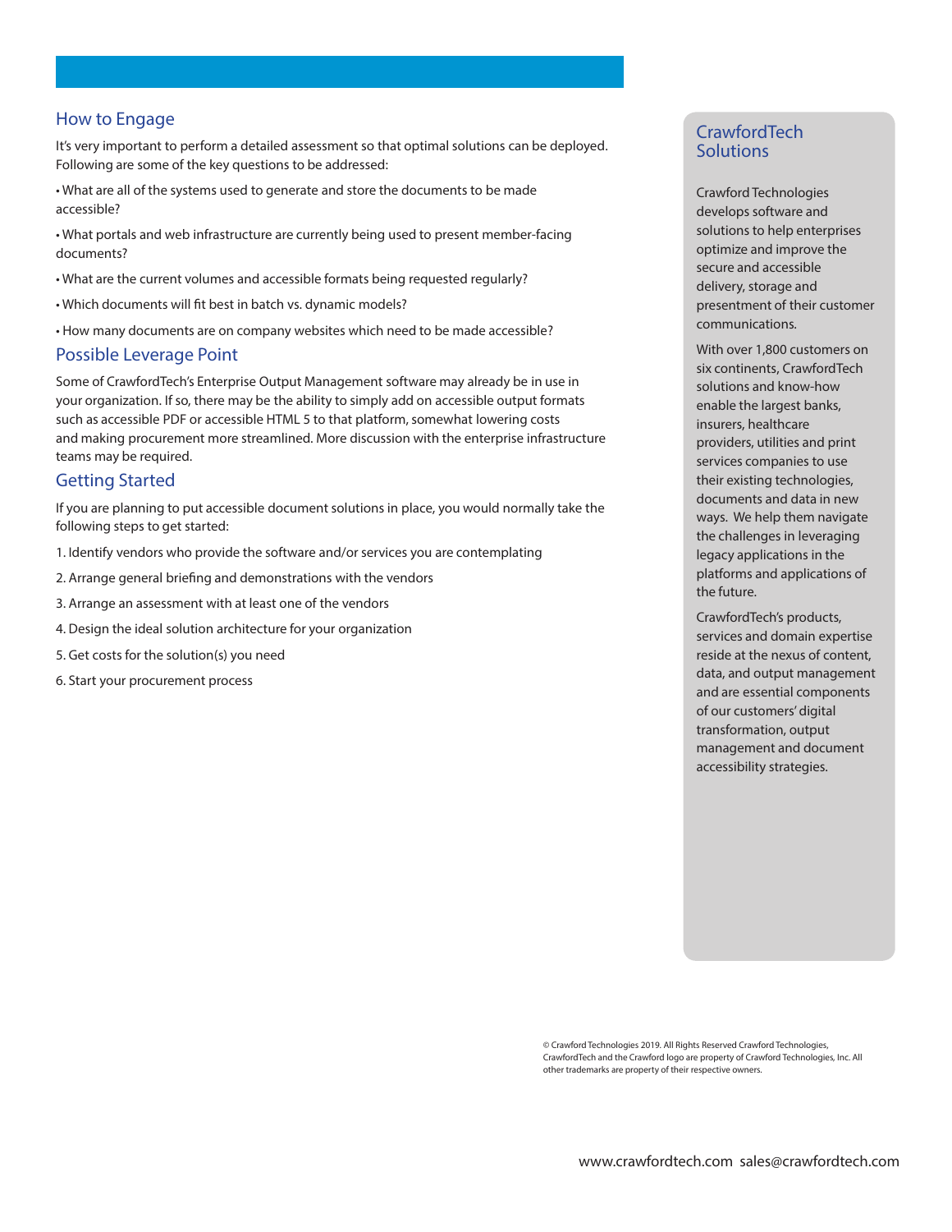## How to Engage

It's very important to perform a detailed assessment so that optimal solutions can be deployed. Following are some of the key questions to be addressed:

• What are all of the systems used to generate and store the documents to be made accessible?

• What portals and web infrastructure are currently being used to present member-facing documents?

• What are the current volumes and accessible formats being requested regularly?

• Which documents will fit best in batch vs. dynamic models?

• How many documents are on company websites which need to be made accessible?

## Possible Leverage Point

Some of CrawfordTech's Enterprise Output Management software may already be in use in your organization. If so, there may be the ability to simply add on accessible output formats such as accessible PDF or accessible HTML 5 to that platform, somewhat lowering costs and making procurement more streamlined. More discussion with the enterprise infrastructure teams may be required.

## Getting Started

If you are planning to put accessible document solutions in place, you would normally take the following steps to get started:

1. Identify vendors who provide the software and/or services you are contemplating
2. Arrange general briefing and demonstrations with the vendors
3. Arrange an assessment with at least one of the vendors
4. Design the ideal solution architecture for your organization
5. Get costs for the solution(s) you need
6. Start your procurement process

## CrawfordTech Solutions

Crawford Technologies develops software and solutions to help enterprises optimize and improve the secure and accessible delivery, storage and presentment of their customer communications.

With over 1,800 customers on six continents, CrawfordTech solutions and know-how enable the largest banks, insurers, healthcare providers, utilities and print services companies to use their existing technologies, documents and data in new ways. We help them navigate the challenges in leveraging legacy applications in the platforms and applications of the future.

CrawfordTech's products, services and domain expertise reside at the nexus of content, data, and output management and are essential components of our customers' digital transformation, output management and document accessibility strategies.

© Crawford Technologies 2019. All Rights Reserved Crawford Technologies, CrawfordTech and the Crawford logo are property of Crawford Technologies, Inc. All other trademarks are property of their respective owners.

www.crawfordtech.com sales@crawfordtech.com